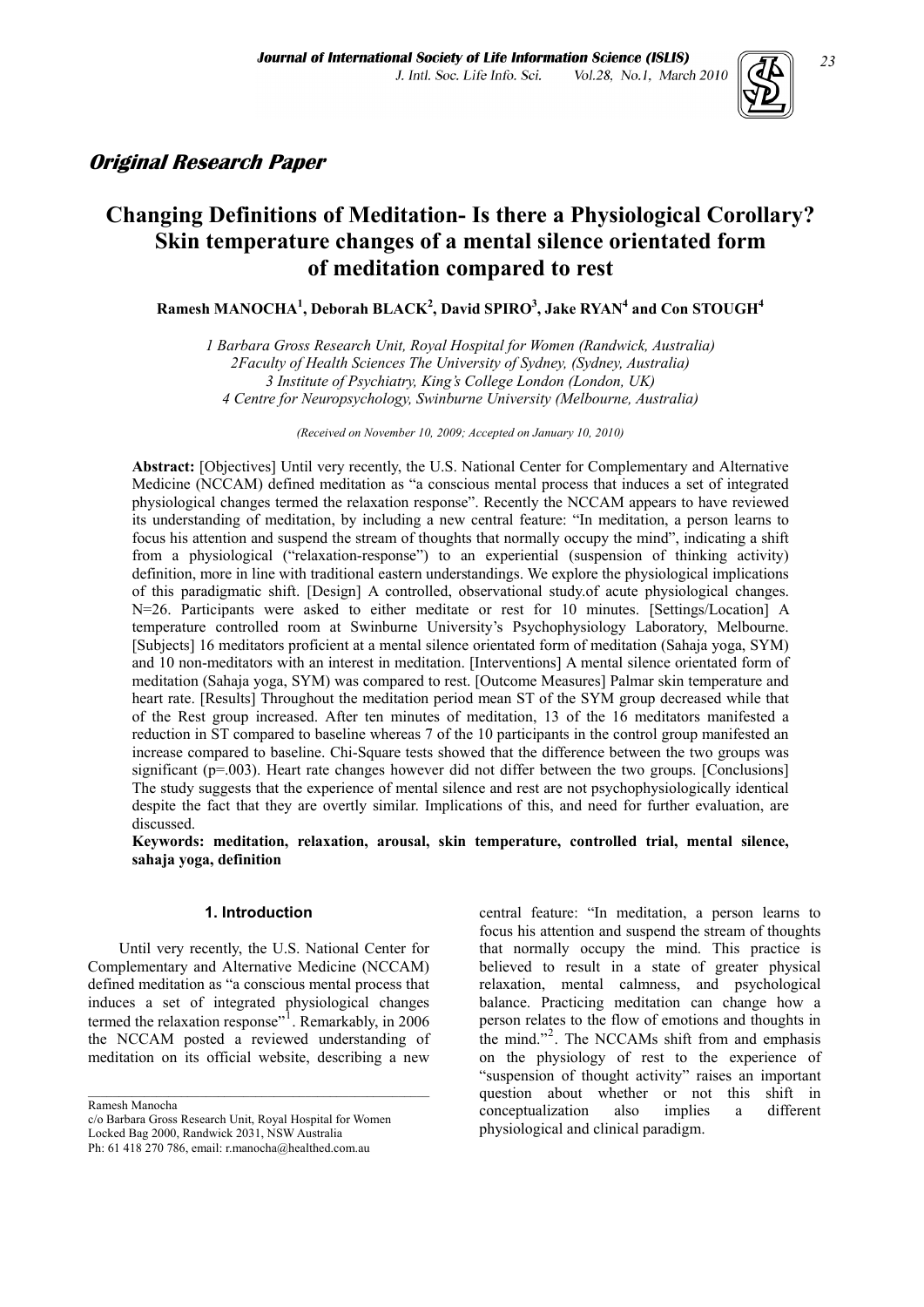*Original Research Paper*

# Changing Definitions of Meditation- Is there a Physiological Corollary? Skin temperature changes of a mental silence orientated form of meditation compared to rest

**Ramesh MANOCHA[1], Deborah BLACK[2], David SPIRO[3], Jake RYAN[4] and Con STOUGH[4]**

*1 Barbara Gross Research Unit, Royal Hospital for Women (Randwick, Australia)*
*2Faculty of Health Sciences The University of Sydney, (Sydney, Australia)*
*3 Institute of Psychiatry, King's College London (London, UK)*
*4 Centre for Neuropsychology, Swinburne University (Melbourne, Australia)*

*(Received on November 10, 2009; Accepted on January 10, 2010)*

**Abstract:** [Objectives] Until very recently, the U.S. National Center for Complementary and Alternative Medicine (NCCAM) defined meditation as "a conscious mental process that induces a set of integrated physiological changes termed the relaxation response". Recently the NCCAM appears to have reviewed its understanding of meditation, by including a new central feature: "In meditation, a person learns to focus his attention and suspend the stream of thoughts that normally occupy the mind", indicating a shift from a physiological ("relaxation-response") to an experiential (suspension of thinking activity) definition, more in line with traditional eastern understandings. We explore the physiological implications of this paradigmatic shift. [Design] A controlled, observational study.of acute physiological changes. N=26. Participants were asked to either meditate or rest for 10 minutes. [Settings/Location] A temperature controlled room at Swinburne University's Psychophysiology Laboratory, Melbourne. [Subjects] 16 meditators proficient at a mental silence orientated form of meditation (Sahaja yoga, SYM) and 10 non-meditators with an interest in meditation. [Interventions] A mental silence orientated form of meditation (Sahaja yoga, SYM) was compared to rest. [Outcome Measures] Palmar skin temperature and heart rate. [Results] Throughout the meditation period mean ST of the SYM group decreased while that of the Rest group increased. After ten minutes of meditation, 13 of the 16 meditators manifested a reduction in ST compared to baseline whereas 7 of the 10 participants in the control group manifested an increase compared to baseline. Chi-Square tests showed that the difference between the two groups was significant (p=.003). Heart rate changes however did not differ between the two groups. [Conclusions] The study suggests that the experience of mental silence and rest are not psychophysiologically identical despite the fact that they are overtly similar. Implications of this, and need for further evaluation, are discussed.

**Keywords: meditation, relaxation, arousal, skin temperature, controlled trial, mental silence, sahaja yoga, definition**

## 1. Introduction

Until very recently, the U.S. National Center for Complementary and Alternative Medicine (NCCAM) defined meditation as "a conscious mental process that induces a set of integrated physiological changes termed the relaxation response"[1]. Remarkably, in 2006 the NCCAM posted a reviewed understanding of meditation on its official website, describing a new central feature: "In meditation, a person learns to focus his attention and suspend the stream of thoughts that normally occupy the mind. This practice is believed to result in a state of greater physical relaxation, mental calmness, and psychological balance. Practicing meditation can change how a person relates to the flow of emotions and thoughts in the mind."[2]. The NCCAMs shift from and emphasis on the physiology of rest to the experience of "suspension of thought activity" raises an important question about whether or not this shift in conceptualization also implies a different physiological and clinical paradigm.

---

Ramesh Manocha
c/o Barbara Gross Research Unit, Royal Hospital for Women
Locked Bag 2000, Randwick 2031, NSW Australia
Ph: 61 418 270 786, email: r.manocha@healthed.com.au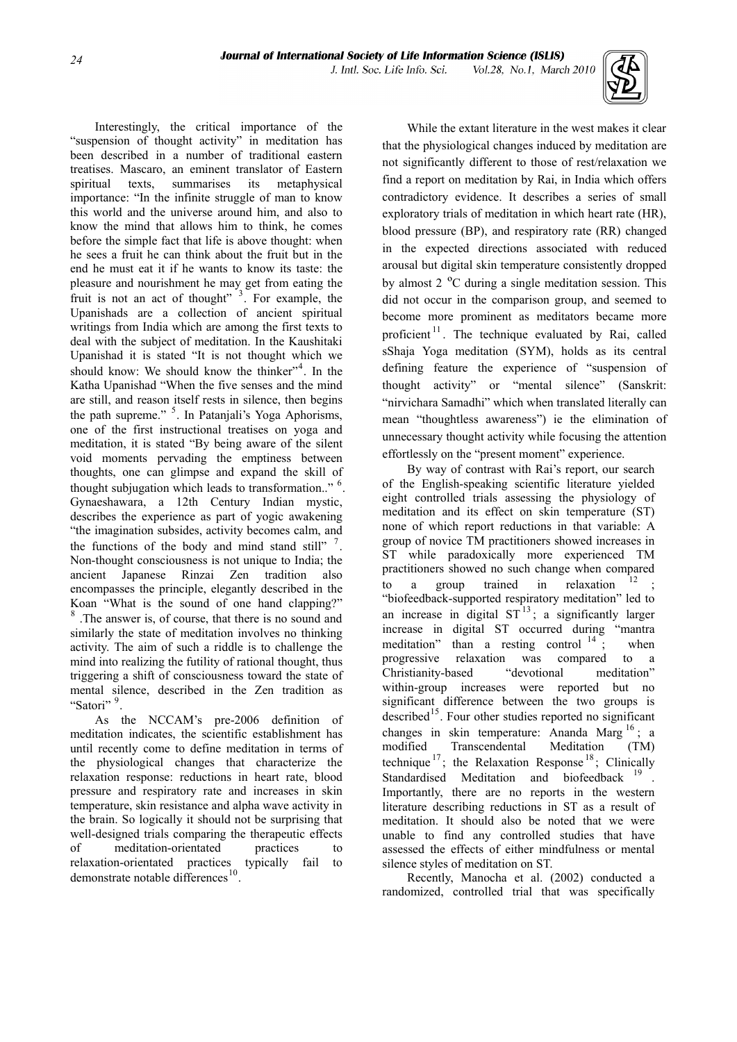Interestingly, the critical importance of the "suspension of thought activity" in meditation has been described in a number of traditional eastern treatises. Mascaro, an eminent translator of Eastern spiritual texts, summarises its metaphysical importance: "In the infinite struggle of man to know this world and the universe around him, and also to know the mind that allows him to think, he comes before the simple fact that life is above thought: when he sees a fruit he can think about the fruit but in the end he must eat it if he wants to know its taste: the pleasure and nourishment he may get from eating the fruit is not an act of thought" [3]. For example, the Upanishads are a collection of ancient spiritual writings from India which are among the first texts to deal with the subject of meditation. In the Kaushitaki Upanishad it is stated "It is not thought which we should know: We should know the thinker"[4]. In the Katha Upanishad "When the five senses and the mind are still, and reason itself rests in silence, then begins the path supreme." [5]. In Patanjali's Yoga Aphorisms, one of the first instructional treatises on yoga and meditation, it is stated "By being aware of the silent void moments pervading the emptiness between thoughts, one can glimpse and expand the skill of thought subjugation which leads to transformation.." [6]. Gynaeshawara, a 12th Century Indian mystic, describes the experience as part of yogic awakening "the imagination subsides, activity becomes calm, and the functions of the body and mind stand still" [7]. Non-thought consciousness is not unique to India; the ancient Japanese Rinzai Zen tradition also encompasses the principle, elegantly described in the Koan "What is the sound of one hand clapping?" [8] .The answer is, of course, that there is no sound and similarly the state of meditation involves no thinking activity. The aim of such a riddle is to challenge the mind into realizing the futility of rational thought, thus triggering a shift of consciousness toward the state of mental silence, described in the Zen tradition as "Satori" [9].

As the NCCAM's pre-2006 definition of meditation indicates, the scientific establishment has until recently come to define meditation in terms of the physiological changes that characterize the relaxation response: reductions in heart rate, blood pressure and respiratory rate and increases in skin temperature, skin resistance and alpha wave activity in the brain. So logically it should not be surprising that well-designed trials comparing the therapeutic effects of meditation-orientated practices to relaxation-orientated practices typically fail to demonstrate notable differences[10].

While the extant literature in the west makes it clear that the physiological changes induced by meditation are not significantly different to those of rest/relaxation we find a report on meditation by Rai, in India which offers contradictory evidence. It describes a series of small exploratory trials of meditation in which heart rate (HR), blood pressure (BP), and respiratory rate (RR) changed in the expected directions associated with reduced arousal but digital skin temperature consistently dropped by almost 2 $^{o}$C during a single meditation session. This did not occur in the comparison group, and seemed to become more prominent as meditators became more proficient [11]. The technique evaluated by Rai, called sShaja Yoga meditation (SYM), holds as its central defining feature the experience of "suspension of thought activity" or "mental silence" (Sanskrit: "nirvichara Samadhi" which when translated literally can mean "thoughtless awareness") ie the elimination of unnecessary thought activity while focusing the attention effortlessly on the "present moment" experience.

By way of contrast with Rai's report, our search of the English-speaking scientific literature yielded eight controlled trials assessing the physiology of meditation and its effect on skin temperature (ST) none of which report reductions in that variable: A group of novice TM practitioners showed increases in ST while paradoxically more experienced TM practitioners showed no such change when compared to a group trained in relaxation [12] ; "biofeedback-supported respiratory meditation" led to an increase in digital ST [13]; a significantly larger increase in digital ST occurred during "mantra meditation" than a resting control [14] ; when progressive relaxation was compared to a Christianity-based "devotional meditation" within-group increases were reported but no significant difference between the two groups is described[15]. Four other studies reported no significant changes in skin temperature: Ananda Marg [16]; a modified Transcendental Meditation (TM) technique [17]; the Relaxation Response [18]; Clinically Standardised Meditation and biofeedback [19] . Importantly, there are no reports in the western literature describing reductions in ST as a result of meditation. It should also be noted that we were unable to find any controlled studies that have assessed the effects of either mindfulness or mental silence styles of meditation on ST.

Recently, Manocha et al. (2002) conducted a randomized, controlled trial that was specifically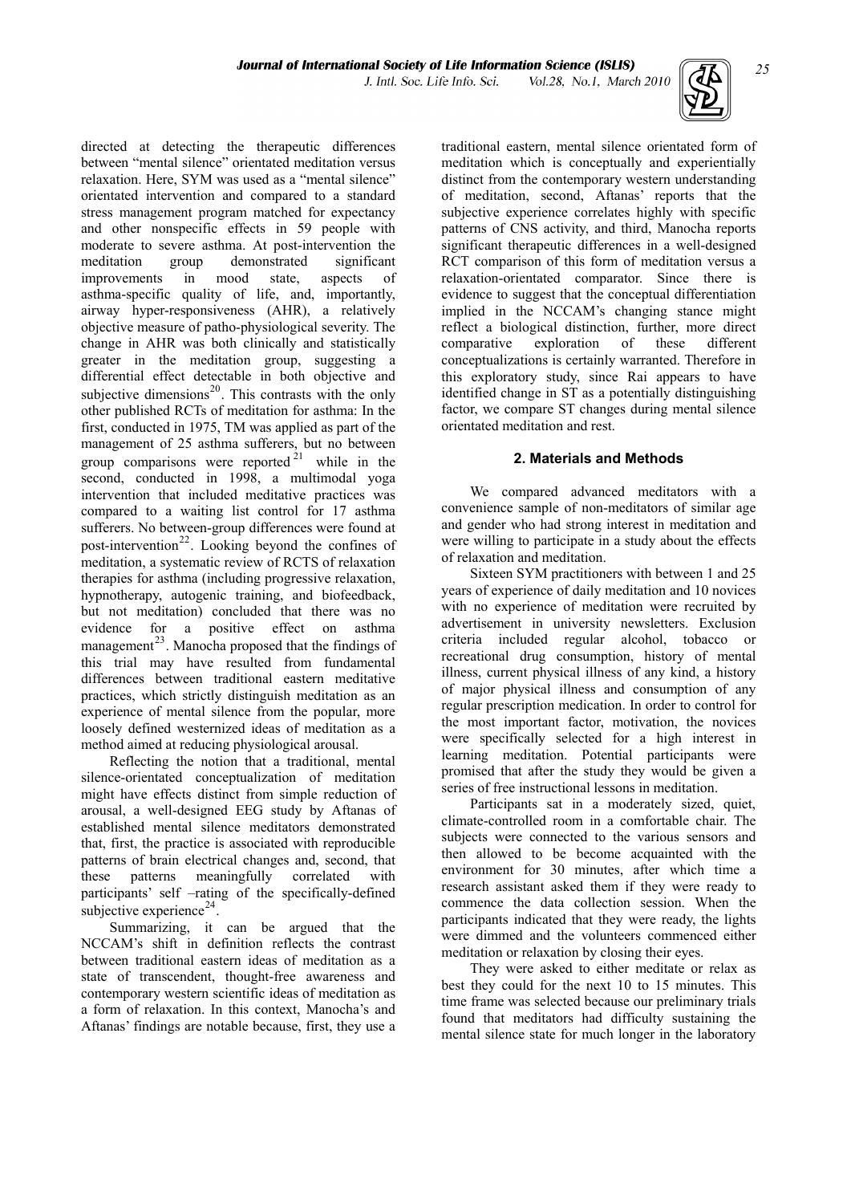directed at detecting the therapeutic differences between "mental silence" orientated meditation versus relaxation. Here, SYM was used as a "mental silence" orientated intervention and compared to a standard stress management program matched for expectancy and other nonspecific effects in 59 people with moderate to severe asthma. At post-intervention the meditation group demonstrated significant improvements in mood state, aspects of asthma-specific quality of life, and, importantly, airway hyper-responsiveness (AHR), a relatively objective measure of patho-physiological severity. The change in AHR was both clinically and statistically greater in the meditation group, suggesting a differential effect detectable in both objective and subjective dimensions[20]. This contrasts with the only other published RCTs of meditation for asthma: In the first, conducted in 1975, TM was applied as part of the management of 25 asthma sufferers, but no between group comparisons were reported[21] while in the second, conducted in 1998, a multimodal yoga intervention that included meditative practices was compared to a waiting list control for 17 asthma sufferers. No between-group differences were found at post-intervention[22]. Looking beyond the confines of meditation, a systematic review of RCTS of relaxation therapies for asthma (including progressive relaxation, hypnotherapy, autogenic training, and biofeedback, but not meditation) concluded that there was no evidence for a positive effect on asthma management[23]. Manocha proposed that the findings of this trial may have resulted from fundamental differences between traditional eastern meditative practices, which strictly distinguish meditation as an experience of mental silence from the popular, more loosely defined westernized ideas of meditation as a method aimed at reducing physiological arousal.

Reflecting the notion that a traditional, mental silence-orientated conceptualization of meditation might have effects distinct from simple reduction of arousal, a well-designed EEG study by Aftanas of established mental silence meditators demonstrated that, first, the practice is associated with reproducible patterns of brain electrical changes and, second, that these patterns meaningfully correlated with participants' self –rating of the specifically-defined subjective experience[24].

Summarizing, it can be argued that the NCCAM's shift in definition reflects the contrast between traditional eastern ideas of meditation as a state of transcendent, thought-free awareness and contemporary western scientific ideas of meditation as a form of relaxation. In this context, Manocha's and Aftanas' findings are notable because, first, they use a traditional eastern, mental silence orientated form of meditation which is conceptually and experientially distinct from the contemporary western understanding of meditation, second, Aftanas' reports that the subjective experience correlates highly with specific patterns of CNS activity, and third, Manocha reports significant therapeutic differences in a well-designed RCT comparison of this form of meditation versus a relaxation-orientated comparator. Since there is evidence to suggest that the conceptual differentiation implied in the NCCAM's changing stance might reflect a biological distinction, further, more direct comparative exploration of these different conceptualizations is certainly warranted. Therefore in this exploratory study, since Rai appears to have identified change in ST as a potentially distinguishing factor, we compare ST changes during mental silence orientated meditation and rest.

## 2. Materials and Methods

We compared advanced meditators with a convenience sample of non-meditators of similar age and gender who had strong interest in meditation and were willing to participate in a study about the effects of relaxation and meditation.

Sixteen SYM practitioners with between 1 and 25 years of experience of daily meditation and 10 novices with no experience of meditation were recruited by advertisement in university newsletters. Exclusion criteria included regular alcohol, tobacco or recreational drug consumption, history of mental illness, current physical illness of any kind, a history of major physical illness and consumption of any regular prescription medication. In order to control for the most important factor, motivation, the novices were specifically selected for a high interest in learning meditation. Potential participants were promised that after the study they would be given a series of free instructional lessons in meditation.

Participants sat in a moderately sized, quiet, climate-controlled room in a comfortable chair. The subjects were connected to the various sensors and then allowed to be become acquainted with the environment for 30 minutes, after which time a research assistant asked them if they were ready to commence the data collection session. When the participants indicated that they were ready, the lights were dimmed and the volunteers commenced either meditation or relaxation by closing their eyes.

They were asked to either meditate or relax as best they could for the next 10 to 15 minutes. This time frame was selected because our preliminary trials found that meditators had difficulty sustaining the mental silence state for much longer in the laboratory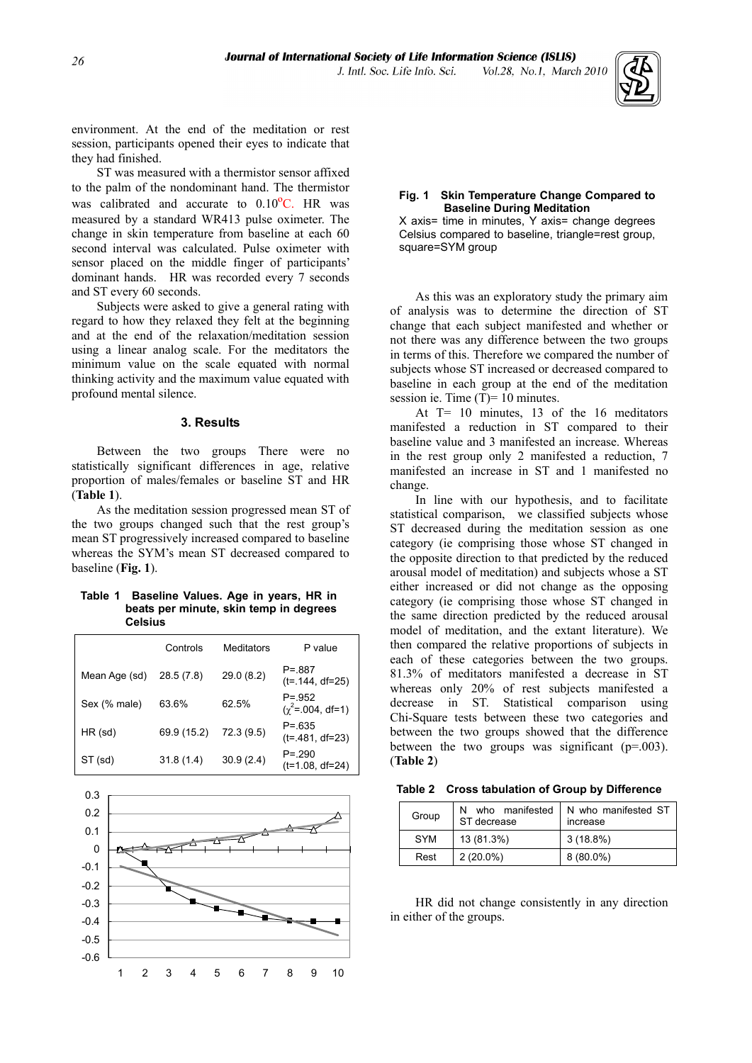environment. At the end of the meditation or rest session, participants opened their eyes to indicate that they had finished.

ST was measured with a thermistor sensor affixed to the palm of the nondominant hand. The thermistor was calibrated and accurate to 0.10°C. HR was measured by a standard WR413 pulse oximeter. The change in skin temperature from baseline at each 60 second interval was calculated. Pulse oximeter with sensor placed on the middle finger of participants' dominant hands. HR was recorded every 7 seconds and ST every 60 seconds.

Subjects were asked to give a general rating with regard to how they relaxed they felt at the beginning and at the end of the relaxation/meditation session using a linear analog scale. For the meditators the minimum value on the scale equated with normal thinking activity and the maximum value equated with profound mental silence.

### 3. Results

Between the two groups There were no statistically significant differences in age, relative proportion of males/females or baseline ST and HR (**Table 1**).

As the meditation session progressed mean ST of the two groups changed such that the rest group's mean ST progressively increased compared to baseline whereas the SYM's mean ST decreased compared to baseline (**Fig. 1**).

**Table 1 Baseline Values. Age in years, HR in beats per minute, skin temp in degrees Celsius**

| | Controls | Meditators | P value |
|---|---|---|---|
| Mean Age (sd) | 28.5 (7.8) | 29.0 (8.2) | P=.887 (t=.144, df=25) |
| Sex (% male) | 63.6% | 62.5% | P=.952 ($\chi^2$=.004, df=1) |
| HR (sd) | 69.9 (15.2) | 72.3 (9.5) | P=.635 (t=.481, df=23) |
| ST (sd) | 31.8 (1.4) | 30.9 (2.4) | P=.290 (t=1.08, df=24) |

**Fig. 1 Skin Temperature Change Compared to Baseline During Meditation**

X axis= time in minutes, Y axis= change degrees Celsius compared to baseline, triangle=rest group, square=SYM group

As this was an exploratory study the primary aim of analysis was to determine the direction of ST change that each subject manifested and whether or not there was any difference between the two groups in terms of this. Therefore we compared the number of subjects whose ST increased or decreased compared to baseline in each group at the end of the meditation session ie. Time (T)= 10 minutes.

At T= 10 minutes, 13 of the 16 meditators manifested a reduction in ST compared to their baseline value and 3 manifested an increase. Whereas in the rest group only 2 manifested a reduction, 7 manifested an increase in ST and 1 manifested no change.

In line with our hypothesis, and to facilitate statistical comparison, we classified subjects whose ST decreased during the meditation session as one category (ie comprising those whose ST changed in the opposite direction to that predicted by the reduced arousal model of meditation) and subjects whose a ST either increased or did not change as the opposing category (ie comprising those whose ST changed in the same direction predicted by the reduced arousal model of meditation, and the extant literature). We then compared the relative proportions of subjects in each of these categories between the two groups. 81.3% of meditators manifested a decrease in ST whereas only 20% of rest subjects manifested a decrease in ST. Statistical comparison using Chi-Square tests between these two categories and between the two groups showed that the difference between the two groups was significant (p=.003). (**Table 2**)

**Table 2 Cross tabulation of Group by Difference**

| Group | N who manifested ST decrease | N who manifested ST increase |
|---|---|---|
| SYM | 13 (81.3%) | 3 (18.8%) |
| Rest | 2 (20.0%) | 8 (80.0%) |

HR did not change consistently in any direction in either of the groups.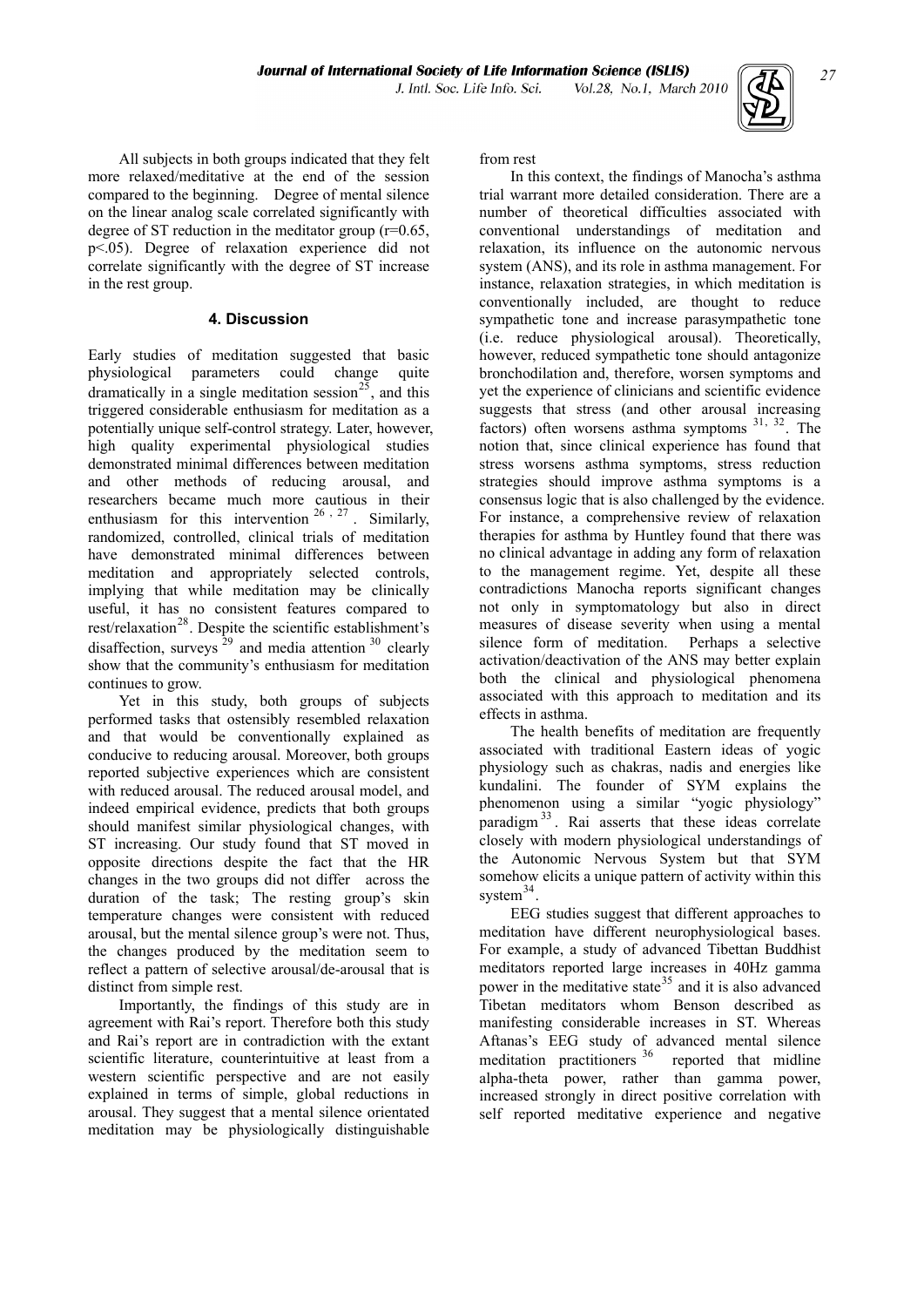All subjects in both groups indicated that they felt more relaxed/meditative at the end of the session compared to the beginning. Degree of mental silence on the linear analog scale correlated significantly with degree of ST reduction in the meditator group ($r=0.65$, $p<.05$). Degree of relaxation experience did not correlate significantly with the degree of ST increase in the rest group.

## 4. Discussion

Early studies of meditation suggested that basic physiological parameters could change quite dramatically in a single meditation session[25], and this triggered considerable enthusiasm for meditation as a potentially unique self-control strategy. Later, however, high quality experimental physiological studies demonstrated minimal differences between meditation and other methods of reducing arousal, and researchers became much more cautious in their enthusiasm for this intervention [26, 27]. Similarly, randomized, controlled, clinical trials of meditation have demonstrated minimal differences between meditation and appropriately selected controls, implying that while meditation may be clinically useful, it has no consistent features compared to rest/relaxation[28]. Despite the scientific establishment's disaffection, surveys [29] and media attention [30] clearly show that the community's enthusiasm for meditation continues to grow.

Yet in this study, both groups of subjects performed tasks that ostensibly resembled relaxation and that would be conventionally explained as conducive to reducing arousal. Moreover, both groups reported subjective experiences which are consistent with reduced arousal. The reduced arousal model, and indeed empirical evidence, predicts that both groups should manifest similar physiological changes, with ST increasing. Our study found that ST moved in opposite directions despite the fact that the HR changes in the two groups did not differ across the duration of the task; The resting group's skin temperature changes were consistent with reduced arousal, but the mental silence group's were not. Thus, the changes produced by the meditation seem to reflect a pattern of selective arousal/de-arousal that is distinct from simple rest.

Importantly, the findings of this study are in agreement with Rai's report. Therefore both this study and Rai's report are in contradiction with the extant scientific literature, counterintuitive at least from a western scientific perspective and are not easily explained in terms of simple, global reductions in arousal. They suggest that a mental silence orientated meditation may be physiologically distinguishable from rest

In this context, the findings of Manocha's asthma trial warrant more detailed consideration. There are a number of theoretical difficulties associated with conventional understandings of meditation and relaxation, its influence on the autonomic nervous system (ANS), and its role in asthma management. For instance, relaxation strategies, in which meditation is conventionally included, are thought to reduce sympathetic tone and increase parasympathetic tone (i.e. reduce physiological arousal). Theoretically, however, reduced sympathetic tone should antagonize bronchodilation and, therefore, worsen symptoms and yet the experience of clinicians and scientific evidence suggests that stress (and other arousal increasing factors) often worsens asthma symptoms [31, 32]. The notion that, since clinical experience has found that stress worsens asthma symptoms, stress reduction strategies should improve asthma symptoms is a consensus logic that is also challenged by the evidence. For instance, a comprehensive review of relaxation therapies for asthma by Huntley found that there was no clinical advantage in adding any form of relaxation to the management regime. Yet, despite all these contradictions Manocha reports significant changes not only in symptomatology but also in direct measures of disease severity when using a mental silence form of meditation. Perhaps a selective activation/deactivation of the ANS may better explain both the clinical and physiological phenomena associated with this approach to meditation and its effects in asthma.

The health benefits of meditation are frequently associated with traditional Eastern ideas of yogic physiology such as chakras, nadis and energies like kundalini. The founder of SYM explains the phenomenon using a similar "yogic physiology" paradigm[33]. Rai asserts that these ideas correlate closely with modern physiological understandings of the Autonomic Nervous System but that SYM somehow elicits a unique pattern of activity within this system[34].

EEG studies suggest that different approaches to meditation have different neurophysiological bases. For example, a study of advanced Tibettan Buddhist meditators reported large increases in 40Hz gamma power in the meditative state[35] and it is also advanced Tibetan meditators whom Benson described as manifesting considerable increases in ST. Whereas Aftanas's EEG study of advanced mental silence meditation practitioners [36] reported that midline alpha-theta power, rather than gamma power, increased strongly in direct positive correlation with self reported meditative experience and negative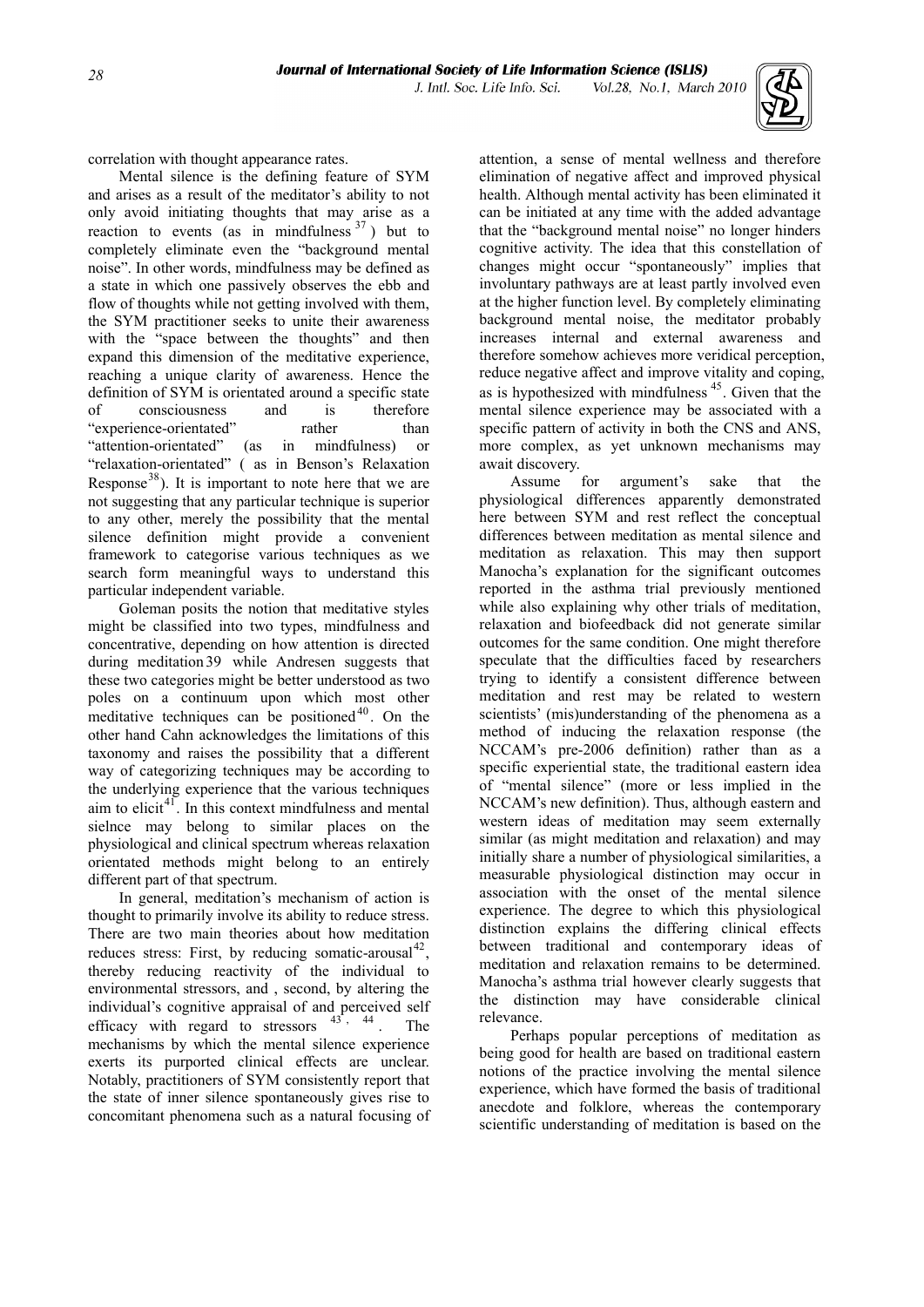correlation with thought appearance rates.

Mental silence is the defining feature of SYM and arises as a result of the meditator's ability to not only avoid initiating thoughts that may arise as a reaction to events (as in mindfulness [37]) but to completely eliminate even the "background mental noise". In other words, mindfulness may be defined as a state in which one passively observes the ebb and flow of thoughts while not getting involved with them, the SYM practitioner seeks to unite their awareness with the "space between the thoughts" and then expand this dimension of the meditative experience, reaching a unique clarity of awareness. Hence the definition of SYM is orientated around a specific state of consciousness and is therefore "experience-orientated" rather than "attention-orientated" (as in mindfulness) or "relaxation-orientated" ( as in Benson's Relaxation Response[38]). It is important to note here that we are not suggesting that any particular technique is superior to any other, merely the possibility that the mental silence definition might provide a convenient framework to categorise various techniques as we search form meaningful ways to understand this particular independent variable.

Goleman posits the notion that meditative styles might be classified into two types, mindfulness and concentrative, depending on how attention is directed during meditation 39 while Andresen suggests that these two categories might be better understood as two poles on a continuum upon which most other meditative techniques can be positioned[40]. On the other hand Cahn acknowledges the limitations of this taxonomy and raises the possibility that a different way of categorizing techniques may be according to the underlying experience that the various techniques aim to elicit[41]. In this context mindfulness and mental sielnce may belong to similar places on the physiological and clinical spectrum whereas relaxation orientated methods might belong to an entirely different part of that spectrum.

In general, meditation's mechanism of action is thought to primarily involve its ability to reduce stress. There are two main theories about how meditation reduces stress: First, by reducing somatic-arousal[42], thereby reducing reactivity of the individual to environmental stressors, and , second, by altering the individual's cognitive appraisal of and perceived self efficacy with regard to stressors [43, 44]. The mechanisms by which the mental silence experience exerts its purported clinical effects are unclear. Notably, practitioners of SYM consistently report that the state of inner silence spontaneously gives rise to concomitant phenomena such as a natural focusing of attention, a sense of mental wellness and therefore elimination of negative affect and improved physical health. Although mental activity has been eliminated it can be initiated at any time with the added advantage that the "background mental noise" no longer hinders cognitive activity. The idea that this constellation of changes might occur "spontaneously" implies that involuntary pathways are at least partly involved even at the higher function level. By completely eliminating background mental noise, the meditator probably increases internal and external awareness and therefore somehow achieves more veridical perception, reduce negative affect and improve vitality and coping, as is hypothesized with mindfulness [45]. Given that the mental silence experience may be associated with a specific pattern of activity in both the CNS and ANS, more complex, as yet unknown mechanisms may await discovery.

Assume for argument's sake that the physiological differences apparently demonstrated here between SYM and rest reflect the conceptual differences between meditation as mental silence and meditation as relaxation. This may then support Manocha's explanation for the significant outcomes reported in the asthma trial previously mentioned while also explaining why other trials of meditation, relaxation and biofeedback did not generate similar outcomes for the same condition. One might therefore speculate that the difficulties faced by researchers trying to identify a consistent difference between meditation and rest may be related to western scientists' (mis)understanding of the phenomena as a method of inducing the relaxation response (the NCCAM's pre-2006 definition) rather than as a specific experiential state, the traditional eastern idea of "mental silence" (more or less implied in the NCCAM's new definition). Thus, although eastern and western ideas of meditation may seem externally similar (as might meditation and relaxation) and may initially share a number of physiological similarities, a measurable physiological distinction may occur in association with the onset of the mental silence experience. The degree to which this physiological distinction explains the differing clinical effects between traditional and contemporary ideas of meditation and relaxation remains to be determined. Manocha's asthma trial however clearly suggests that the distinction may have considerable clinical relevance.

Perhaps popular perceptions of meditation as being good for health are based on traditional eastern notions of the practice involving the mental silence experience, which have formed the basis of traditional anecdote and folklore, whereas the contemporary scientific understanding of meditation is based on the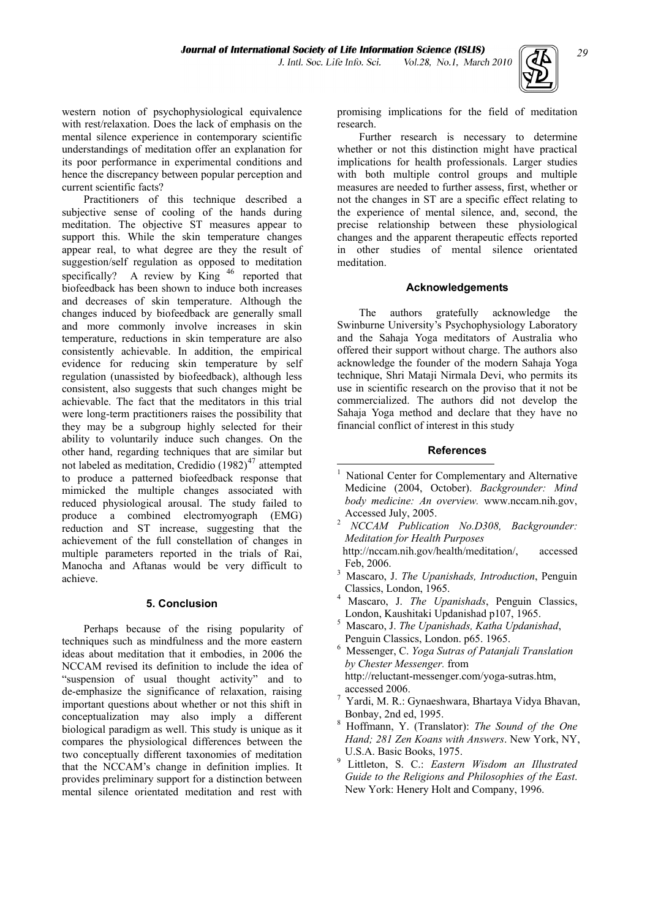western notion of psychophysiological equivalence with rest/relaxation. Does the lack of emphasis on the mental silence experience in contemporary scientific understandings of meditation offer an explanation for its poor performance in experimental conditions and hence the discrepancy between popular perception and current scientific facts?

Practitioners of this technique described a subjective sense of cooling of the hands during meditation. The objective ST measures appear to support this. While the skin temperature changes appear real, to what degree are they the result of suggestion/self regulation as opposed to meditation specifically? A review by King [46] reported that biofeedback has been shown to induce both increases and decreases of skin temperature. Although the changes induced by biofeedback are generally small and more commonly involve increases in skin temperature, reductions in skin temperature are also consistently achievable. In addition, the empirical evidence for reducing skin temperature by self regulation (unassisted by biofeedback), although less consistent, also suggests that such changes might be achievable. The fact that the meditators in this trial were long-term practitioners raises the possibility that they may be a subgroup highly selected for their ability to voluntarily induce such changes. On the other hand, regarding techniques that are similar but not labeled as meditation, Credidio (1982)[47] attempted to produce a patterned biofeedback response that mimicked the multiple changes associated with reduced physiological arousal. The study failed to produce a combined electromyograph (EMG) reduction and ST increase, suggesting that the achievement of the full constellation of changes in multiple parameters reported in the trials of Rai, Manocha and Aftanas would be very difficult to achieve.

## 5. Conclusion

Perhaps because of the rising popularity of techniques such as mindfulness and the more eastern ideas about meditation that it embodies, in 2006 the NCCAM revised its definition to include the idea of "suspension of usual thought activity" and to de-emphasize the significance of relaxation, raising important questions about whether or not this shift in conceptualization may also imply a different biological paradigm as well. This study is unique as it compares the physiological differences between the two conceptually different taxonomies of meditation that the NCCAM's change in definition implies. It provides preliminary support for a distinction between mental silence orientated meditation and rest with promising implications for the field of meditation research.

Further research is necessary to determine whether or not this distinction might have practical implications for health professionals. Larger studies with both multiple control groups and multiple measures are needed to further assess, first, whether or not the changes in ST are a specific effect relating to the experience of mental silence, and, second, the precise relationship between these physiological changes and the apparent therapeutic effects reported in other studies of mental silence orientated meditation.

## Acknowledgements

The authors gratefully acknowledge the Swinburne University's Psychophysiology Laboratory and the Sahaja Yoga meditators of Australia who offered their support without charge. The authors also acknowledge the founder of the modern Sahaja Yoga technique, Shri Mataji Nirmala Devi, who permits its use in scientific research on the proviso that it not be commercialized. The authors did not develop the Sahaja Yoga method and declare that they have no financial conflict of interest in this study

## References

1. National Center for Complementary and Alternative Medicine (2004, October). *Backgrounder: Mind body medicine: An overview.* www.nccam.nih.gov, Accessed July, 2005.
2. *NCCAM Publication No.D308, Backgrounder: Meditation for Health Purposes* http://nccam.nih.gov/health/meditation/, accessed Feb, 2006.
3. Mascaro, J. *The Upanishads, Introduction*, Penguin Classics, London, 1965.
4. Mascaro, J. *The Upanishads*, Penguin Classics, London, Kaushitaki Updanishad p107, 1965.
5. Mascaro, J. *The Upanishads, Katha Updanishad*, Penguin Classics, London. p65. 1965.
6. Messenger, C. *Yoga Sutras of Patanjali Translation by Chester Messenger.* from http://reluctant-messenger.com/yoga-sutras.htm, accessed 2006.
7. Yardi, M. R.: Gynaeshwara, Bhartaya Vidya Bhavan, Bonbay, 2nd ed, 1995.
8. Hoffmann, Y. (Translator): *The Sound of the One Hand; 281 Zen Koans with Answers*. New York, NY, U.S.A. Basic Books, 1975.
9. Littleton, S. C.: *Eastern Wisdom an Illustrated Guide to the Religions and Philosophies of the East*. New York: Henery Holt and Company, 1996.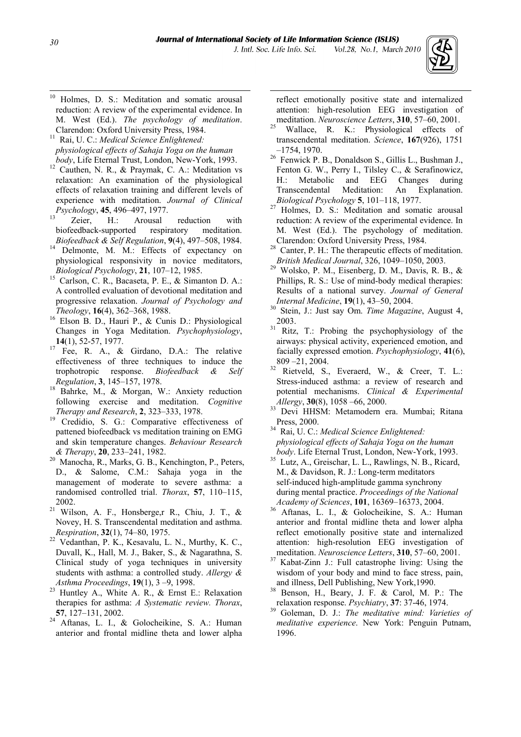[10] Holmes, D. S.: Meditation and somatic arousal reduction: A review of the experimental evidence. In M. West (Ed.). *The psychology of meditation*. Clarendon: Oxford University Press, 1984.

[11] Rai, U. C.: *Medical Science Enlightened: physiological effects of Sahaja Yoga on the human body*, Life Eternal Trust, London, New-York, 1993.

[12] Cauthen, N. R., & Praymak, C. A.: Meditation vs relaxation: An examination of the physiological effects of relaxation training and different levels of experience with meditation. *Journal of Clinical Psychology*, **45**, 496–497, 1977.

[13] Zeier, H.: Arousal reduction with biofeedback-supported respiratory meditation. *Biofeedback & Self Regulation*, **9**(4), 497–508, 1984.

[14] Delmonte, M. M.: Effects of expectancy on physiological responsivity in novice meditators, *Biological Psychology*, **21**, 107–12, 1985.

[15] Carlson, C. R., Bacaseta, P. E., & Simanton D. A.: A controlled evaluation of devotional meditation and progressive relaxation. *Journal of Psychology and Theology*, **16**(4), 362–368, 1988.

[16] Elson B. D., Hauri P., & Cunis D.: Physiological Changes in Yoga Meditation. *Psychophysiology*, **14**(1), 52-57, 1977.

[17] Fee, R. A., & Girdano, D.A.: The relative effectiveness of three techniques to induce the trophotropic response. *Biofeedback & Self Regulation*, **3**, 145–157, 1978.

[18] Bahrke, M., & Morgan, W.: Anxiety reduction following exercise and meditation. *Cognitive Therapy and Research*, **2**, 323–333, 1978.

[19] Credidio, S. G.: Comparative effectiveness of pattened biofeedback vs meditation training on EMG and skin temperature changes. *Behaviour Research & Therapy*, **20**, 233–241, 1982.

[20] Manocha, R., Marks, G. B., Kenchington, P., Peters, D., & Salome, C.M.: Sahaja yoga in the management of moderate to severe asthma: a randomised controlled trial. *Thorax*, **57**, 110–115, 2002.

[21] Wilson, A. F., Honsberge,r R., Chiu, J. T., & Novey, H. S. Transcendental meditation and asthma. *Respiration*, **32**(1), 74–80, 1975.

[22] Vedanthan, P. K., Kesavalu, L. N., Murthy, K. C., Duvall, K., Hall, M. J., Baker, S., & Nagarathna, S. Clinical study of yoga techniques in university students with asthma: a controlled study. *Allergy & Asthma Proceedings*, **19**(1), 3 –9, 1998.

[23] Huntley A., White A. R., & Ernst E.: Relaxation therapies for asthma: *A Systematic review. Thorax*, **57**, 127–131, 2002.

[24] Aftanas, L. I., & Golocheikine, S. A.: Human anterior and frontal midline theta and lower alpha reflect emotionally positive state and internalized attention: high-resolution EEG investigation of meditation. *Neuroscience Letters*, **310**, 57–60, 2001.

[25] Wallace, R. K.: Physiological effects of transcendental meditation. *Science*, **167**(926), 1751 –1754, 1970.

[26] Fenwick P. B., Donaldson S., Gillis L., Bushman J., Fenton G. W., Perry I., Tilsley C., & Serafinowicz, H.: Metabolic and EEG Changes during Transcendental Meditation: An Explanation. *Biological Psychology* **5**, 101–118, 1977.

[27] Holmes, D. S.: Meditation and somatic arousal reduction: A review of the experimental evidence. In M. West (Ed.). The psychology of meditation. Clarendon: Oxford University Press, 1984.

[28] Canter, P. H.: The therapeutic effects of meditation. *British Medical Journal*, 326, 1049–1050, 2003.

[29] Wolsko, P. M., Eisenberg, D. M., Davis, R. B., & Phillips, R. S.: Use of mind-body medical therapies: Results of a national survey. *Journal of General Internal Medicine*, **19**(1), 43–50, 2004.

[30] Stein, J.: Just say Om. *Time Magazine*, August 4, 2003.

[31] Ritz, T.: Probing the psychophysiology of the airways: physical activity, experienced emotion, and facially expressed emotion. *Psychophysiology*, **41**(6), 809 –21, 2004.

[32] Rietveld, S., Everaerd, W., & Creer, T. L.: Stress-induced asthma: a review of research and potential mechanisms. *Clinical & Experimental Allergy*, **30**(8), 1058 –66, 2000.

[33] Devi HHSM: Metamodern era. Mumbai; Ritana Press, 2000.

[34] Rai, U. C.: *Medical Science Enlightened: physiological effects of Sahaja Yoga on the human body*. Life Eternal Trust, London, New-York, 1993.

[35] Lutz, A., Greischar, L. L., Rawlings, N. B., Ricard, M., & Davidson, R. J.: Long-term meditators self-induced high-amplitude gamma synchrony during mental practice. *Proceedings of the National Academy of Sciences*, **101**, 16369–16373, 2004.

[36] Aftanas, L. I., & Golocheikine, S. A.: Human anterior and frontal midline theta and lower alpha reflect emotionally positive state and internalized attention: high-resolution EEG investigation of meditation. *Neuroscience Letters*, **310**, 57–60, 2001.

[37] Kabat-Zinn J.: Full catastrophe living: Using the wisdom of your body and mind to face stress, pain, and illness, Dell Publishing, New York,1990.

[38] Benson, H., Beary, J. F. & Carol, M. P.: The relaxation response. *Psychiatry*, **37**: 37-46, 1974.

[39] Goleman, D. J.: *The meditative mind: Varieties of meditative experience*. New York: Penguin Putnam, 1996.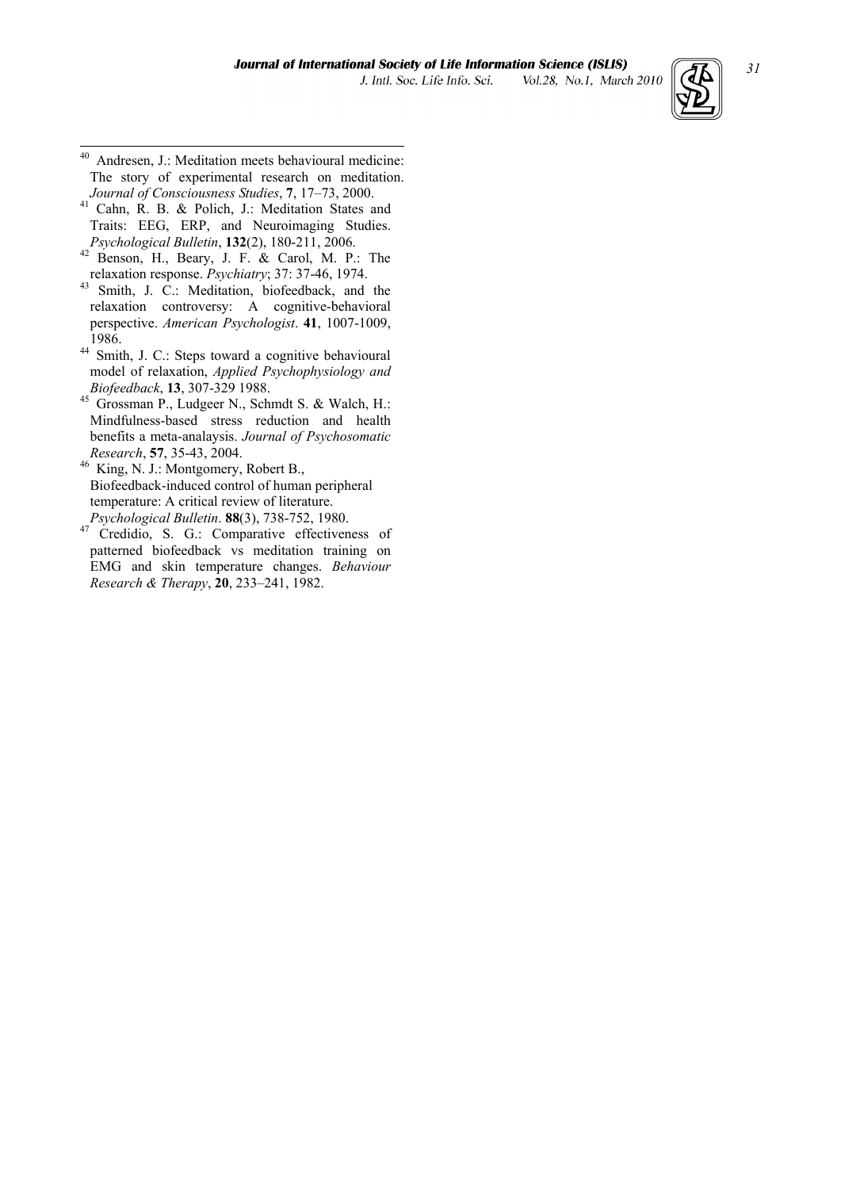[40] Andresen, J.: Meditation meets behavioural medicine: The story of experimental research on meditation. *Journal of Consciousness Studies*, **7**, 17–73, 2000.

[41] Cahn, R. B. & Polich, J.: Meditation States and Traits: EEG, ERP, and Neuroimaging Studies. *Psychological Bulletin*, **132**(2), 180-211, 2006.

[42] Benson, H., Beary, J. F. & Carol, M. P.: The relaxation response. *Psychiatry*; 37: 37-46, 1974.

[43] Smith, J. C.: Meditation, biofeedback, and the relaxation controversy: A cognitive-behavioral perspective. *American Psychologist*. **41**, 1007-1009, 1986.

[44] Smith, J. C.: Steps toward a cognitive behavioural model of relaxation, *Applied Psychophysiology and Biofeedback*, **13**, 307-329 1988.

[45] Grossman P., Ludgeer N., Schmdt S. & Walch, H.: Mindfulness-based stress reduction and health benefits a meta-analaysis. *Journal of Psychosomatic Research*, **57**, 35-43, 2004.

[46] King, N. J.: Montgomery, Robert B., Biofeedback-induced control of human peripheral temperature: A critical review of literature. *Psychological Bulletin*. **88**(3), 738-752, 1980.

[47] Credidio, S. G.: Comparative effectiveness of patterned biofeedback vs meditation training on EMG and skin temperature changes. *Behaviour Research & Therapy*, **20**, 233–241, 1982.